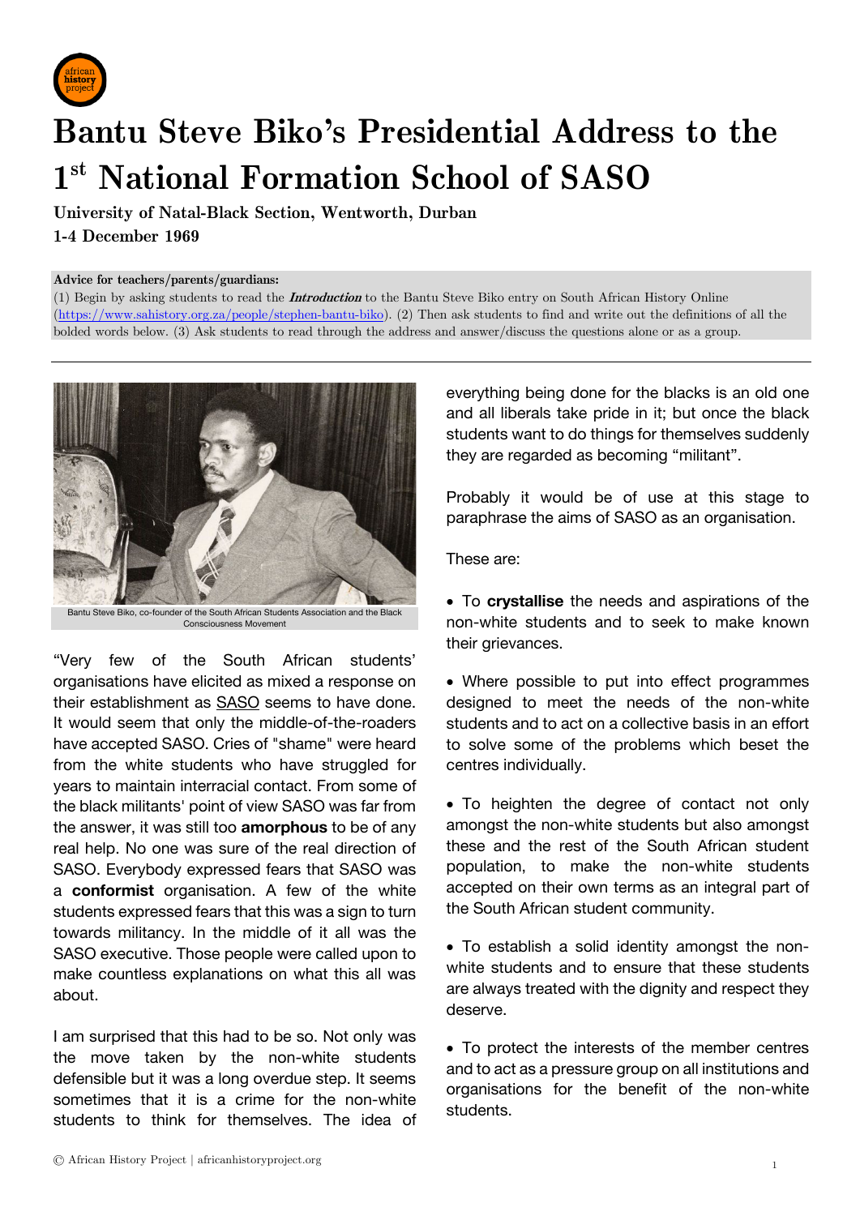# Bantu Steve Biko's Presidential Address to the 1st National Formation School of SASO

**University of Natal-Black Section, Wentworth, Durban**

**1-4 December 1969**

**Advice for teachers/parents/guardians:**
(1) Begin by asking students to read the ***Introduction*** to the Bantu Steve Biko entry on South African History Online (https://www.sahistory.org.za/people/stephen-bantu-biko). (2) Then ask students to find and write out the definitions of all the bolded words below. (3) Ask students to read through the address and answer/discuss the questions alone or as a group.

Bantu Steve Biko, co-founder of the South African Students Association and the Black Consciousness Movement

"Very few of the South African students' organisations have elicited as mixed a response on their establishment as SASO seems to have done. It would seem that only the middle-of-the-roaders have accepted SASO. Cries of "shame" were heard from the white students who have struggled for years to maintain interracial contact. From some of the black militants' point of view SASO was far from the answer, it was still too **amorphous** to be of any real help. No one was sure of the real direction of SASO. Everybody expressed fears that SASO was a **conformist** organisation. A few of the white students expressed fears that this was a sign to turn towards militancy. In the middle of it all was the SASO executive. Those people were called upon to make countless explanations on what this all was about.

I am surprised that this had to be so. Not only was the move taken by the non-white students defensible but it was a long overdue step. It seems sometimes that it is a crime for the non-white students to think for themselves. The idea of everything being done for the blacks is an old one and all liberals take pride in it; but once the black students want to do things for themselves suddenly they are regarded as becoming "militant".

Probably it would be of use at this stage to paraphrase the aims of SASO as an organisation.

These are:

- To **crystallise** the needs and aspirations of the non-white students and to seek to make known their grievances.
- Where possible to put into effect programmes designed to meet the needs of the non-white students and to act on a collective basis in an effort to solve some of the problems which beset the centres individually.
- To heighten the degree of contact not only amongst the non-white students but also amongst these and the rest of the South African student population, to make the non-white students accepted on their own terms as an integral part of the South African student community.
- To establish a solid identity amongst the non-white students and to ensure that these students are always treated with the dignity and respect they deserve.
- To protect the interests of the member centres and to act as a pressure group on all institutions and organisations for the benefit of the non-white students.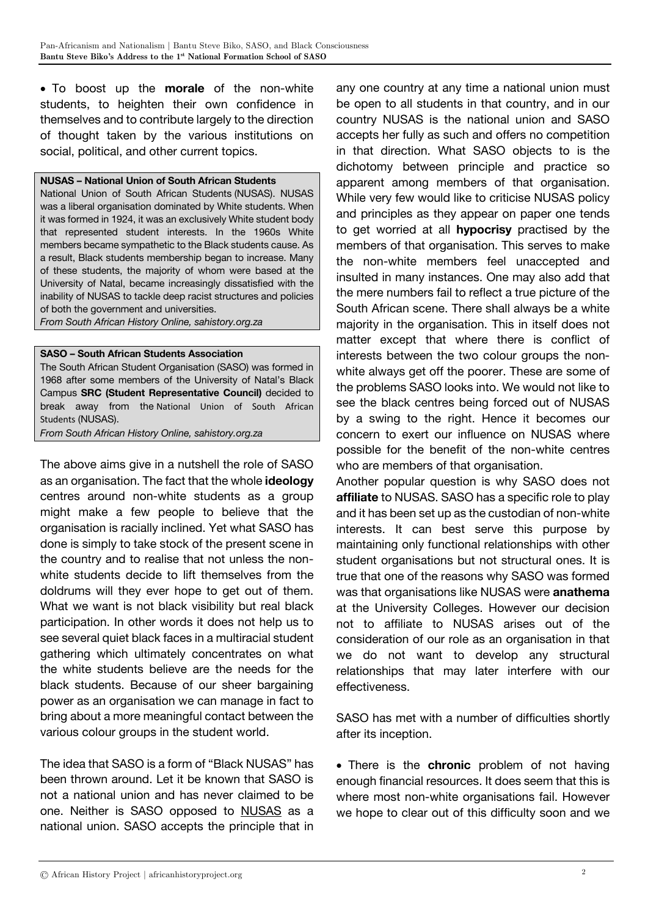- To boost up the **morale** of the non-white students, to heighten their own confidence in themselves and to contribute largely to the direction of thought taken by the various institutions on social, political, and other current topics.

> **NUSAS – National Union of South African Students**
> National Union of South African Students (NUSAS). NUSAS was a liberal organisation dominated by White students. When it was formed in 1924, it was an exclusively White student body that represented student interests. In the 1960s White members became sympathetic to the Black students cause. As a result, Black students membership began to increase. Many of these students, the majority of whom were based at the University of Natal, became increasingly dissatisfied with the inability of NUSAS to tackle deep racist structures and policies of both the government and universities.
> *From South African History Online, sahistory.org.za*

> **SASO – South African Students Association**
> The South African Student Organisation (SASO) was formed in 1968 after some members of the University of Natal's Black Campus **SRC (Student Representative Council)** decided to break away from the National Union of South African Students (NUSAS).
> *From South African History Online, sahistory.org.za*

The above aims give in a nutshell the role of SASO as an organisation. The fact that the whole **ideology** centres around non-white students as a group might make a few people to believe that the organisation is racially inclined. Yet what SASO has done is simply to take stock of the present scene in the country and to realise that not unless the non-white students decide to lift themselves from the doldrums will they ever hope to get out of them. What we want is not black visibility but real black participation. In other words it does not help us to see several quiet black faces in a multiracial student gathering which ultimately concentrates on what the white students believe are the needs for the black students. Because of our sheer bargaining power as an organisation we can manage in fact to bring about a more meaningful contact between the various colour groups in the student world.

The idea that SASO is a form of "Black NUSAS" has been thrown around. Let it be known that SASO is not a national union and has never claimed to be one. Neither is SASO opposed to NUSAS as a national union. SASO accepts the principle that in any one country at any time a national union must be open to all students in that country, and in our country NUSAS is the national union and SASO accepts her fully as such and offers no competition in that direction. What SASO objects to is the dichotomy between principle and practice so apparent among members of that organisation. While very few would like to criticise NUSAS policy and principles as they appear on paper one tends to get worried at all **hypocrisy** practised by the members of that organisation. This serves to make the non-white members feel unaccepted and insulted in many instances. One may also add that the mere numbers fail to reflect a true picture of the South African scene. There shall always be a white majority in the organisation. This in itself does not matter except that where there is conflict of interests between the two colour groups the non-white always get off the poorer. These are some of the problems SASO looks into. We would not like to see the black centres being forced out of NUSAS by a swing to the right. Hence it becomes our concern to exert our influence on NUSAS where possible for the benefit of the non-white centres who are members of that organisation.

Another popular question is why SASO does not **affiliate** to NUSAS. SASO has a specific role to play and it has been set up as the custodian of non-white interests. It can best serve this purpose by maintaining only functional relationships with other student organisations but not structural ones. It is true that one of the reasons why SASO was formed was that organisations like NUSAS were **anathema** at the University Colleges. However our decision not to affiliate to NUSAS arises out of the consideration of our role as an organisation in that we do not want to develop any structural relationships that may later interfere with our effectiveness.

SASO has met with a number of difficulties shortly after its inception.

- There is the **chronic** problem of not having enough financial resources. It does seem that this is where most non-white organisations fail. However we hope to clear out of this difficulty soon and we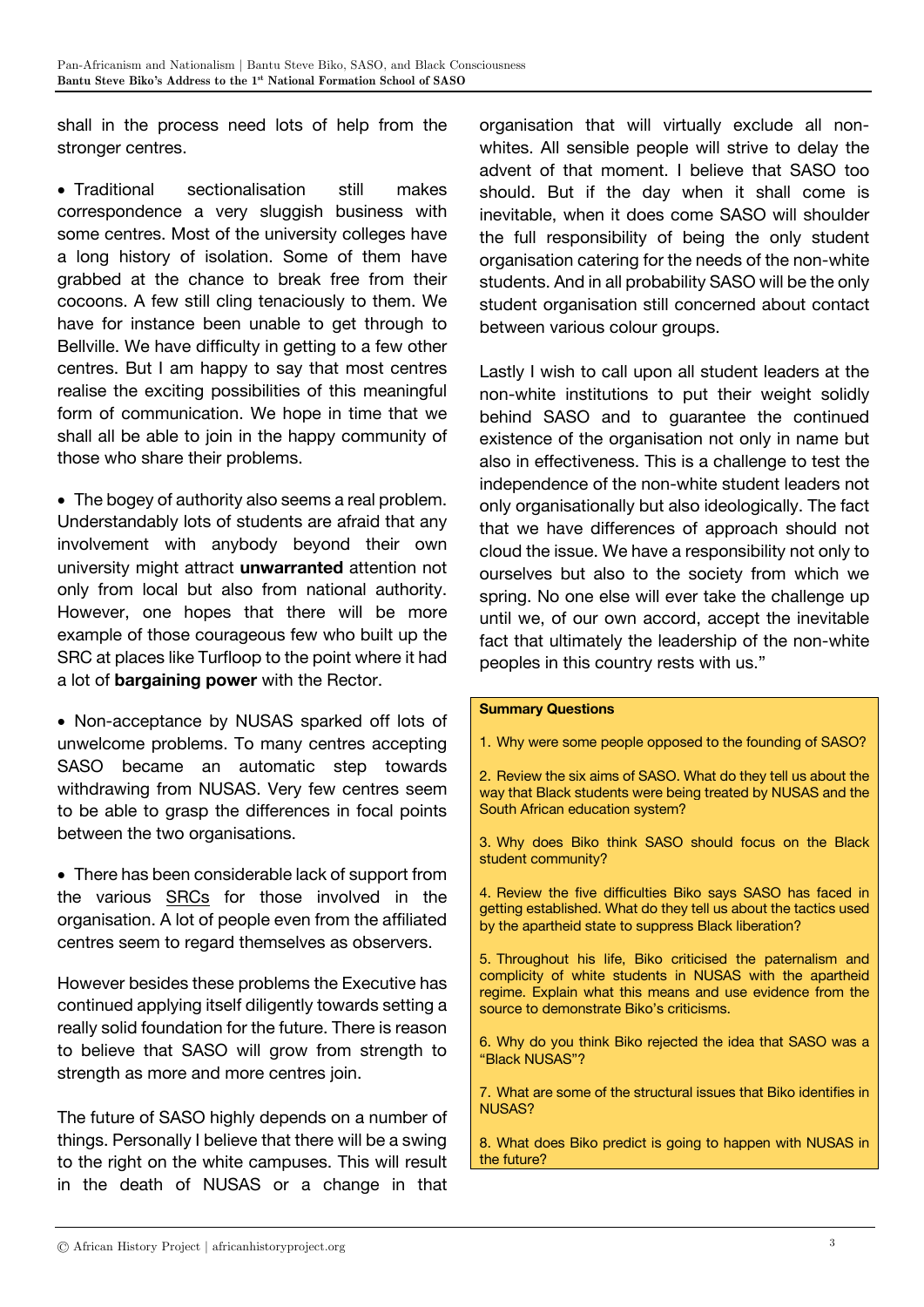shall in the process need lots of help from the stronger centres.

- Traditional sectionalisation still makes correspondence a very sluggish business with some centres. Most of the university colleges have a long history of isolation. Some of them have grabbed at the chance to break free from their cocoons. A few still cling tenaciously to them. We have for instance been unable to get through to Bellville. We have difficulty in getting to a few other centres. But I am happy to say that most centres realise the exciting possibilities of this meaningful form of communication. We hope in time that we shall all be able to join in the happy community of those who share their problems.

- The bogey of authority also seems a real problem. Understandably lots of students are afraid that any involvement with anybody beyond their own university might attract **unwarranted** attention not only from local but also from national authority. However, one hopes that there will be more example of those courageous few who built up the SRC at places like Turfloop to the point where it had a lot of **bargaining power** with the Rector.

- Non-acceptance by NUSAS sparked off lots of unwelcome problems. To many centres accepting SASO became an automatic step towards withdrawing from NUSAS. Very few centres seem to be able to grasp the differences in focal points between the two organisations.

- There has been considerable lack of support from the various SRCs for those involved in the organisation. A lot of people even from the affiliated centres seem to regard themselves as observers.

However besides these problems the Executive has continued applying itself diligently towards setting a really solid foundation for the future. There is reason to believe that SASO will grow from strength to strength as more and more centres join.

The future of SASO highly depends on a number of things. Personally I believe that there will be a swing to the right on the white campuses. This will result in the death of NUSAS or a change in that organisation that will virtually exclude all non-whites. All sensible people will strive to delay the advent of that moment. I believe that SASO too should. But if the day when it shall come is inevitable, when it does come SASO will shoulder the full responsibility of being the only student organisation catering for the needs of the non-white students. And in all probability SASO will be the only student organisation still concerned about contact between various colour groups.

Lastly I wish to call upon all student leaders at the non-white institutions to put their weight solidly behind SASO and to guarantee the continued existence of the organisation not only in name but also in effectiveness. This is a challenge to test the independence of the non-white student leaders not only organisationally but also ideologically. The fact that we have differences of approach should not cloud the issue. We have a responsibility not only to ourselves but also to the society from which we spring. No one else will ever take the challenge up until we, of our own accord, accept the inevitable fact that ultimately the leadership of the non-white peoples in this country rests with us."

**Summary Questions**

1. Why were some people opposed to the founding of SASO?

2. Review the six aims of SASO. What do they tell us about the way that Black students were being treated by NUSAS and the South African education system?

3. Why does Biko think SASO should focus on the Black student community?

4. Review the five difficulties Biko says SASO has faced in getting established. What do they tell us about the tactics used by the apartheid state to suppress Black liberation?

5. Throughout his life, Biko criticised the paternalism and complicity of white students in NUSAS with the apartheid regime. Explain what this means and use evidence from the source to demonstrate Biko's criticisms.

6. Why do you think Biko rejected the idea that SASO was a "Black NUSAS"?

7. What are some of the structural issues that Biko identifies in NUSAS?

8. What does Biko predict is going to happen with NUSAS in the future?